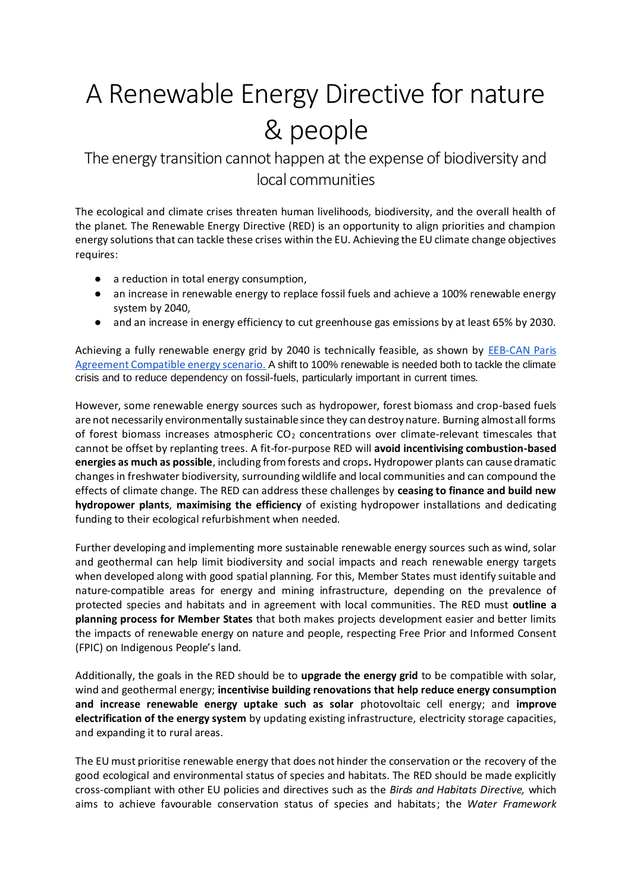# A Renewable Energy Directive for nature & people

## The energy transition cannot happen at the expense of biodiversity and local communities

The ecological and climate crises threaten human livelihoods, biodiversity, and the overall health of the planet. The Renewable Energy Directive (RED) is an opportunity to align priorities and champion energy solutions that can tackle these crises within the EU. Achieving the EU climate change objectives requires:

- a reduction in total energy consumption,
- an increase in renewable energy to replace fossil fuels and achieve a 100% renewable energy system by 2040,
- and an increase in energy efficiency to cut greenhouse gas emissions by at least 65% by 2030.

Achieving a fully renewable energy grid by 2040 is technically feasible, as shown by [EEB-CAN Paris Agreement Compatible energy scenario.](#) A shift to 100% renewable is needed both to tackle the climate crisis and to reduce dependency on fossil-fuels, particularly important in current times.

However, some renewable energy sources such as hydropower, forest biomass and crop-based fuels are not necessarily environmentally sustainable since they can destroy nature. Burning almost all forms of forest biomass increases atmospheric $CO_2$ concentrations over climate-relevant timescales that cannot be offset by replanting trees. A fit-for-purpose RED will **avoid incentivising combustion-based energies as much as possible**, including from forests and crops**.** Hydropower plants can cause dramatic changes in freshwater biodiversity, surrounding wildlife and local communities and can compound the effects of climate change. The RED can address these challenges by **ceasing to finance and build new hydropower plants**, **maximising the efficiency** of existing hydropower installations and dedicating funding to their ecological refurbishment when needed.

Further developing and implementing more sustainable renewable energy sources such as wind, solar and geothermal can help limit biodiversity and social impacts and reach renewable energy targets when developed along with good spatial planning. For this, Member States must identify suitable and nature-compatible areas for energy and mining infrastructure, depending on the prevalence of protected species and habitats and in agreement with local communities. The RED must **outline a planning process for Member States** that both makes projects development easier and better limits the impacts of renewable energy on nature and people, respecting Free Prior and Informed Consent (FPIC) on Indigenous People's land.

Additionally, the goals in the RED should be to **upgrade the energy grid** to be compatible with solar, wind and geothermal energy; **incentivise building renovations that help reduce energy consumption and increase renewable energy uptake such as solar** photovoltaic cell energy; and **improve electrification of the energy system** by updating existing infrastructure, electricity storage capacities, and expanding it to rural areas.

The EU must prioritise renewable energy that does not hinder the conservation or the recovery of the good ecological and environmental status of species and habitats. The RED should be made explicitly cross-compliant with other EU policies and directives such as the *Birds and Habitats Directive,* which aims to achieve favourable conservation status of species and habitats; the *Water Framework*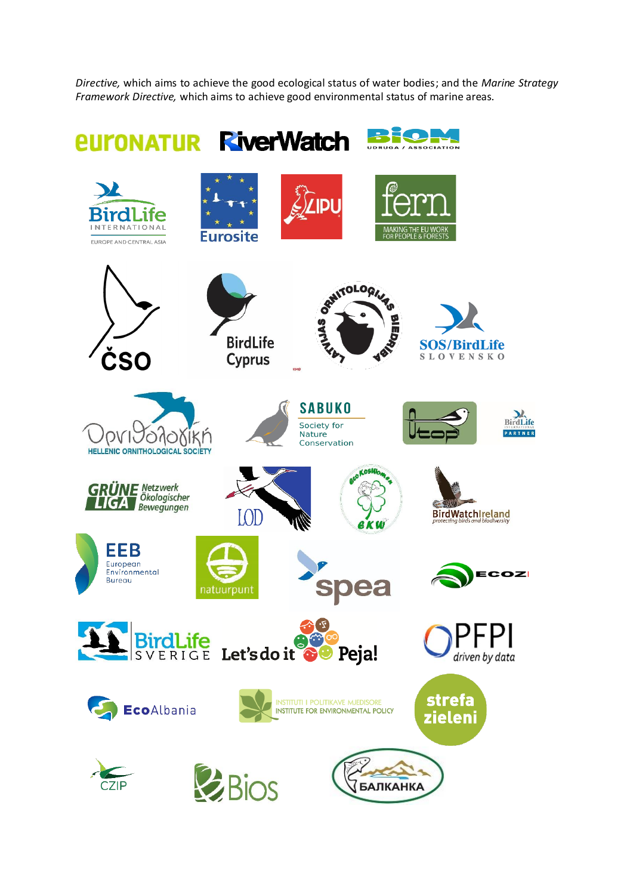*Directive,* which aims to achieve the good ecological status of water bodies; and the *Marine Strategy Framework Directive,* which aims to achieve good environmental status of marine areas.